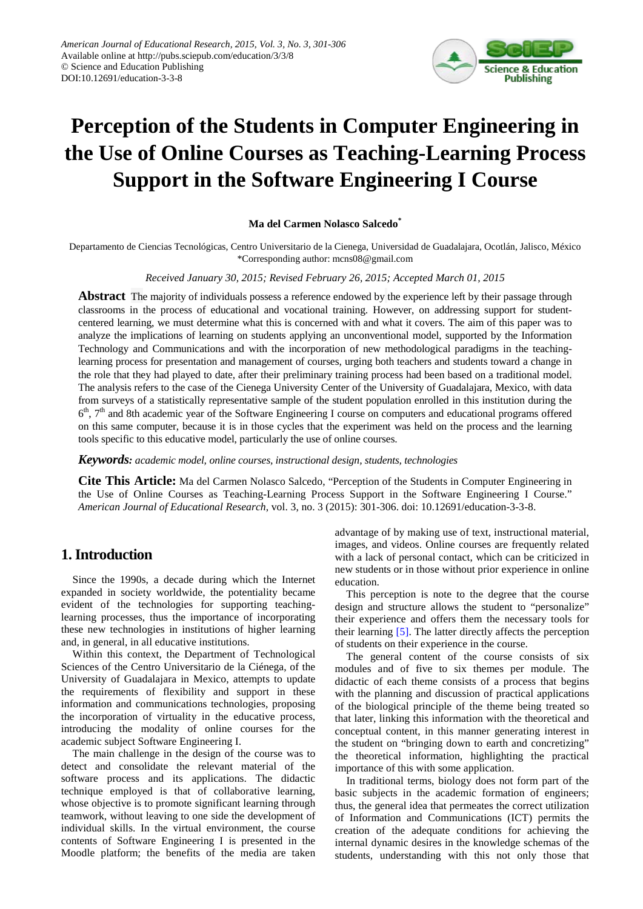# Perception of the Students in Computer Engineering in the Use of Online Courses as Teaching-Learning Process Support in the Software Engineering I Course

**Ma del Carmen Nolasco Salcedo***

Departamento de Ciencias Tecnológicas, Centro Universitario de la Cienega, Universidad de Guadalajara, Ocotlán, Jalisco, México
*Corresponding author: mcns08@gmail.com

*Received January 30, 2015; Revised February 26, 2015; Accepted March 01, 2015*

**Abstract** The majority of individuals possess a reference endowed by the experience left by their passage through classrooms in the process of educational and vocational training. However, on addressing support for student-centered learning, we must determine what this is concerned with and what it covers. The aim of this paper was to analyze the implications of learning on students applying an unconventional model, supported by the Information Technology and Communications and with the incorporation of new methodological paradigms in the teaching-learning process for presentation and management of courses, urging both teachers and students toward a change in the role that they had played to date, after their preliminary training process had been based on a traditional model. The analysis refers to the case of the Cienega University Center of the University of Guadalajara, Mexico, with data from surveys of a statistically representative sample of the student population enrolled in this institution during the 6th, 7th and 8th academic year of the Software Engineering I course on computers and educational programs offered on this same computer, because it is in those cycles that the experiment was held on the process and the learning tools specific to this educative model, particularly the use of online courses.

***Keywords:*** *academic model, online courses, instructional design, students, technologies*

**Cite This Article:** Ma del Carmen Nolasco Salcedo, "Perception of the Students in Computer Engineering in the Use of Online Courses as Teaching-Learning Process Support in the Software Engineering I Course." *American Journal of Educational Research*, vol. 3, no. 3 (2015): 301-306. doi: 10.12691/education-3-3-8.

## 1. Introduction

Since the 1990s, a decade during which the Internet expanded in society worldwide, the potentiality became evident of the technologies for supporting teaching-learning processes, thus the importance of incorporating these new technologies in institutions of higher learning and, in general, in all educative institutions.

Within this context, the Department of Technological Sciences of the Centro Universitario de la Ciénega, of the University of Guadalajara in Mexico, attempts to update the requirements of flexibility and support in these information and communications technologies, proposing the incorporation of virtuality in the educative process, introducing the modality of online courses for the academic subject Software Engineering I.

The main challenge in the design of the course was to detect and consolidate the relevant material of the software process and its applications. The didactic technique employed is that of collaborative learning, whose objective is to promote significant learning through teamwork, without leaving to one side the development of individual skills. In the virtual environment, the course contents of Software Engineering I is presented in the Moodle platform; the benefits of the media are taken advantage of by making use of text, instructional material, images, and videos. Online courses are frequently related with a lack of personal contact, which can be criticized in new students or in those without prior experience in online education.

This perception is note to the degree that the course design and structure allows the student to "personalize" their experience and offers them the necessary tools for their learning [5]. The latter directly affects the perception of students on their experience in the course.

The general content of the course consists of six modules and of five to six themes per module. The didactic of each theme consists of a process that begins with the planning and discussion of practical applications of the biological principle of the theme being treated so that later, linking this information with the theoretical and conceptual content, in this manner generating interest in the student on "bringing down to earth and concretizing" the theoretical information, highlighting the practical importance of this with some application.

In traditional terms, biology does not form part of the basic subjects in the academic formation of engineers; thus, the general idea that permeates the correct utilization of Information and Communications (ICT) permits the creation of the adequate conditions for achieving the internal dynamic desires in the knowledge schemas of the students, understanding with this not only those that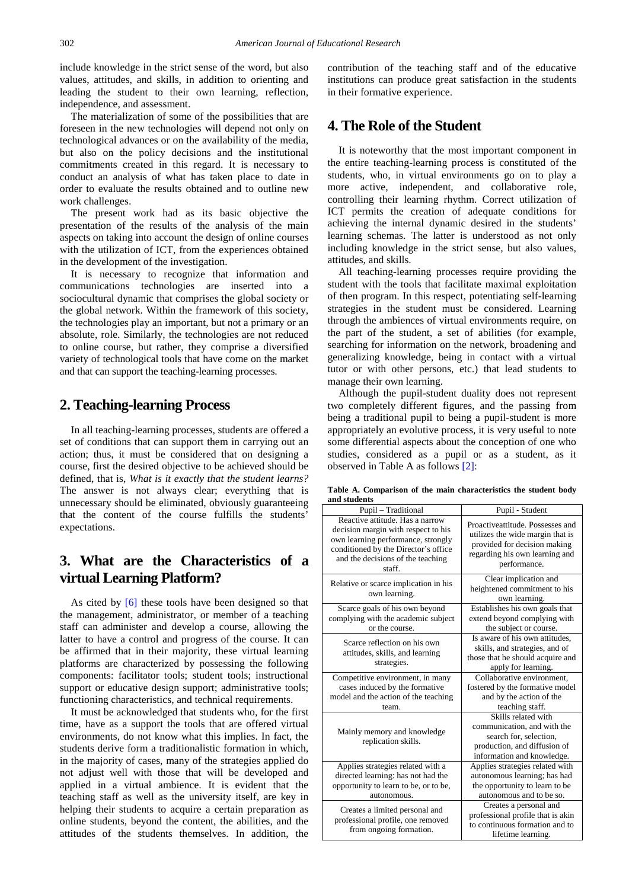include knowledge in the strict sense of the word, but also values, attitudes, and skills, in addition to orienting and leading the student to their own learning, reflection, independence, and assessment.

The materialization of some of the possibilities that are foreseen in the new technologies will depend not only on technological advances or on the availability of the media, but also on the policy decisions and the institutional commitments created in this regard. It is necessary to conduct an analysis of what has taken place to date in order to evaluate the results obtained and to outline new work challenges.

The present work had as its basic objective the presentation of the results of the analysis of the main aspects on taking into account the design of online courses with the utilization of ICT, from the experiences obtained in the development of the investigation.

It is necessary to recognize that information and communications technologies are inserted into a sociocultural dynamic that comprises the global society or the global network. Within the framework of this society, the technologies play an important, but not a primary or an absolute, role. Similarly, the technologies are not reduced to online course, but rather, they comprise a diversified variety of technological tools that have come on the market and that can support the teaching-learning processes.

## 2. Teaching-learning Process

In all teaching-learning processes, students are offered a set of conditions that can support them in carrying out an action; thus, it must be considered that on designing a course, first the desired objective to be achieved should be defined, that is, *What is it exactly that the student learns?* The answer is not always clear; everything that is unnecessary should be eliminated, obviously guaranteeing that the content of the course fulfills the students' expectations.

## 3. What are the Characteristics of a virtual Learning Platform?

As cited by [6] these tools have been designed so that the management, administrator, or member of a teaching staff can administer and develop a course, allowing the latter to have a control and progress of the course. It can be affirmed that in their majority, these virtual learning platforms are characterized by possessing the following components: facilitator tools; student tools; instructional support or educative design support; administrative tools; functioning characteristics, and technical requirements.

It must be acknowledged that students who, for the first time, have as a support the tools that are offered virtual environments, do not know what this implies. In fact, the students derive form a traditionalistic formation in which, in the majority of cases, many of the strategies applied do not adjust well with those that will be developed and applied in a virtual ambience. It is evident that the teaching staff as well as the university itself, are key in helping their students to acquire a certain preparation as online students, beyond the content, the abilities, and the attitudes of the students themselves. In addition, the contribution of the teaching staff and of the educative institutions can produce great satisfaction in the students in their formative experience.

## 4. The Role of the Student

It is noteworthy that the most important component in the entire teaching-learning process is constituted of the students, who, in virtual environments go on to play a more active, independent, and collaborative role, controlling their learning rhythm. Correct utilization of ICT permits the creation of adequate conditions for achieving the internal dynamic desired in the students' learning schemas. The latter is understood as not only including knowledge in the strict sense, but also values, attitudes, and skills.

All teaching-learning processes require providing the student with the tools that facilitate maximal exploitation of then program. In this respect, potentiating self-learning strategies in the student must be considered. Learning through the ambiences of virtual environments require, on the part of the student, a set of abilities (for example, searching for information on the network, broadening and generalizing knowledge, being in contact with a virtual tutor or with other persons, etc.) that lead students to manage their own learning.

Although the pupil-student duality does not represent two completely different figures, and the passing from being a traditional pupil to being a pupil-student is more appropriately an evolutive process, it is very useful to note some differential aspects about the conception of one who studies, considered as a pupil or as a student, as it observed in Table A as follows [2]:

**Table A. Comparison of the main characteristics the student body and students**

| Pupil – Traditional | Pupil - Student |
|---|---|
| Reactive attitude. Has a narrow decision margin with respect to his own learning performance, strongly conditioned by the Director's office and the decisions of the teaching staff. | Proactiveattitude. Possesses and utilizes the wide margin that is provided for decision making regarding his own learning and performance. |
| Relative or scarce implication in his own learning. | Clear implication and heightened commitment to his own learning. |
| Scarce goals of his own beyond complying with the academic subject or the course. | Establishes his own goals that extend beyond complying with the subject or course. |
| Scarce reflection on his own attitudes, skills, and learning strategies. | Is aware of his own attitudes, skills, and strategies, and of those that he should acquire and apply for learning. |
| Competitive environment, in many cases induced by the formative model and the action of the teaching team. | Collaborative environment, fostered by the formative model and by the action of the teaching staff. |
| Mainly memory and knowledge replication skills. | Skills related with communication, and with the search for, selection, production, and diffusion of information and knowledge. |
| Applies strategies related with a directed learning: has not had the opportunity to learn to be, or to be, autonomous. | Applies strategies related with autonomous learning; has had the opportunity to learn to be autonomous and to be so. |
| Creates a limited personal and professional profile, one removed from ongoing formation. | Creates a personal and professional profile that is akin to continuous formation and to lifetime learning. |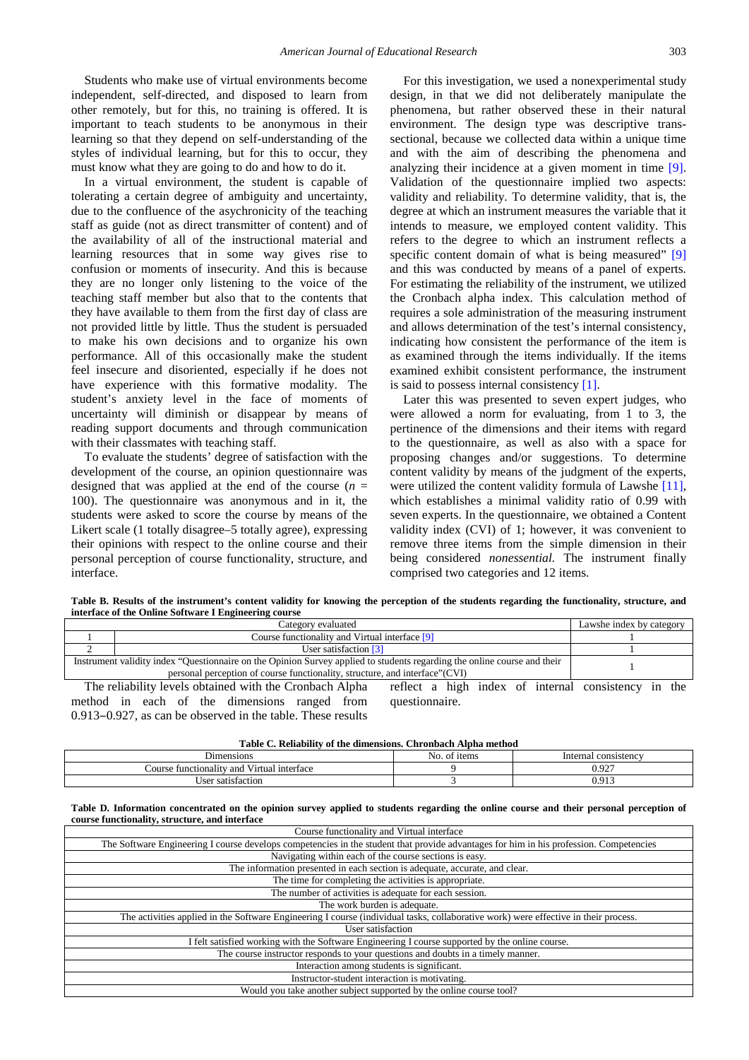Students who make use of virtual environments become independent, self-directed, and disposed to learn from other remotely, but for this, no training is offered. It is important to teach students to be anonymous in their learning so that they depend on self-understanding of the styles of individual learning, but for this to occur, they must know what they are going to do and how to do it.

In a virtual environment, the student is capable of tolerating a certain degree of ambiguity and uncertainty, due to the confluence of the asynchronicity of the teaching staff as guide (not as direct transmitter of content) and of the availability of all of the instructional material and learning resources that in some way gives rise to confusion or moments of insecurity. And this is because they are no longer only listening to the voice of the teaching staff member but also that to the contents that they have available to them from the first day of class are not provided little by little. Thus the student is persuaded to make his own decisions and to organize his own performance. All of this occasionally make the student feel insecure and disoriented, especially if he does not have experience with this formative modality. The student's anxiety level in the face of moments of uncertainty will diminish or disappear by means of reading support documents and through communication with their classmates with teaching staff.

To evaluate the students' degree of satisfaction with the development of the course, an opinion questionnaire was designed that was applied at the end of the course ($n$ = 100). The questionnaire was anonymous and in it, the students were asked to score the course by means of the Likert scale (1 totally disagree–5 totally agree), expressing their opinions with respect to the online course and their personal perception of course functionality, structure, and interface.

For this investigation, we used a nonexperimental study design, in that we did not deliberately manipulate the phenomena, but rather observed these in their natural environment. The design type was descriptive trans-sectional, because we collected data within a unique time and with the aim of describing the phenomena and analyzing their incidence at a given moment in time [9]. Validation of the questionnaire implied two aspects: validity and reliability. To determine validity, that is, the degree at which an instrument measures the variable that it intends to measure, we employed content validity. This refers to the degree to which an instrument reflects a specific content domain of what is being measured" [9] and this was conducted by means of a panel of experts. For estimating the reliability of the instrument, we utilized the Cronbach alpha index. This calculation method of requires a sole administration of the measuring instrument and allows determination of the test's internal consistency, indicating how consistent the performance of the item is as examined through the items individually. If the items examined exhibit consistent performance, the instrument is said to possess internal consistency [1].

Later this was presented to seven expert judges, who were allowed a norm for evaluating, from 1 to 3, the pertinence of the dimensions and their items with regard to the questionnaire, as well as also with a space for proposing changes and/or suggestions. To determine content validity by means of the judgment of the experts, were utilized the content validity formula of Lawshe [11], which establishes a minimal validity ratio of 0.99 with seven experts. In the questionnaire, we obtained a Content validity index (CVI) of 1; however, it was convenient to remove three items from the simple dimension in their being considered *nonessential.* The instrument finally comprised two categories and 12 items.

**Table B. Results of the instrument's content validity for knowing the perception of the students regarding the functionality, structure, and interface of the Online Software I Engineering course**

| | Category evaluated | Lawshe index by category |
|---|---|---|
| 1 | Course functionality and Virtual interface [9] | 1 |
| 2 | User satisfaction [3] | 1 |
| Instrument validity index "Questionnaire on the Opinion Survey applied to students regarding the online course and their personal perception of course functionality, structure, and interface"(CVI) | | 1 |

The reliability levels obtained with the Cronbach Alpha method in each of the dimensions ranged from 0.913–0.927, as can be observed in the table. These results reflect a high index of internal consistency in the questionnaire.

**Table C. Reliability of the dimensions. Chronbach Alpha method**

| Dimensions | No. of items | Internal consistency |
|---|---|---|
| Course functionality and Virtual interface | 9 | 0.927 |
| User satisfaction | 3 | 0.913 |

**Table D. Information concentrated on the opinion survey applied to students regarding the online course and their personal perception of course functionality, structure, and interface**

| Course functionality and Virtual interface |
|---|
| The Software Engineering I course develops competencies in the student that provide advantages for him in his profession. Competencies |
| Navigating within each of the course sections is easy. |
| The information presented in each section is adequate, accurate, and clear. |
| The time for completing the activities is appropriate. |
| The number of activities is adequate for each session. |
| The work burden is adequate. |
| The activities applied in the Software Engineering I course (individual tasks, collaborative work) were effective in their process. |
| User satisfaction |
| I felt satisfied working with the Software Engineering I course supported by the online course. |
| The course instructor responds to your questions and doubts in a timely manner. |
| Interaction among students is significant. |
| Instructor-student interaction is motivating. |
| Would you take another subject supported by the online course tool? |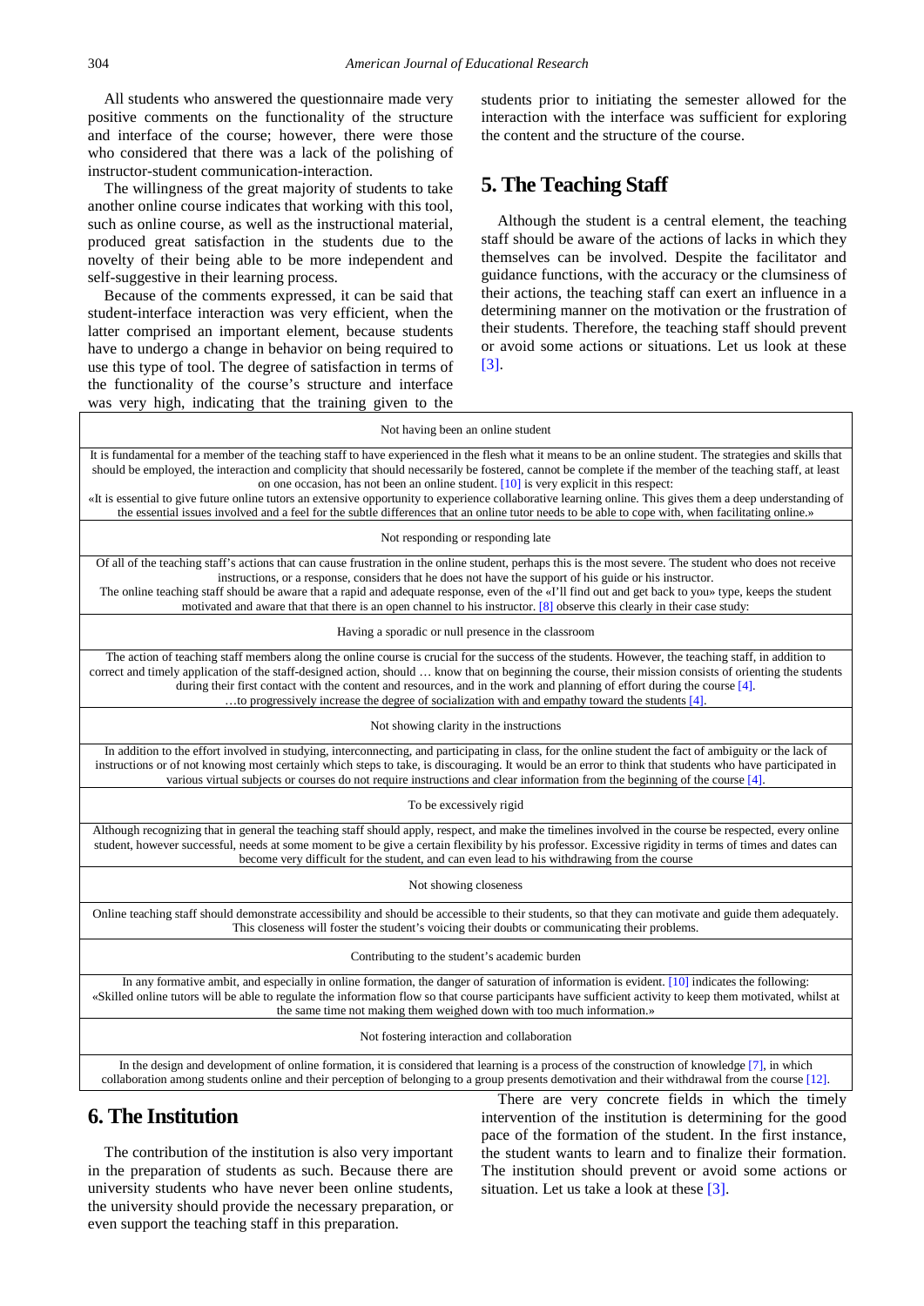All students who answered the questionnaire made very positive comments on the functionality of the structure and interface of the course; however, there were those who considered that there was a lack of the polishing of instructor-student communication-interaction.

The willingness of the great majority of students to take another online course indicates that working with this tool, such as online course, as well as the instructional material, produced great satisfaction in the students due to the novelty of their being able to be more independent and self-suggestive in their learning process.

Because of the comments expressed, it can be said that student-interface interaction was very efficient, when the latter comprised an important element, because students have to undergo a change in behavior on being required to use this type of tool. The degree of satisfaction in terms of the functionality of the course's structure and interface was very high, indicating that the training given to the students prior to initiating the semester allowed for the interaction with the interface was sufficient for exploring the content and the structure of the course.

## 5. The Teaching Staff

Although the student is a central element, the teaching staff should be aware of the actions of lacks in which they themselves can be involved. Despite the facilitator and guidance functions, with the accuracy or the clumsiness of their actions, the teaching staff can exert an influence in a determining manner on the motivation or the frustration of their students. Therefore, the teaching staff should prevent or avoid some actions or situations. Let us look at these [3].

| Not having been an online student |
|---|
| It is fundamental for a member of the teaching staff to have experienced in the flesh what it means to be an online student. The strategies and skills that should be employed, the interaction and complicity that should necessarily be fostered, cannot be complete if the member of the teaching staff, at least on one occasion, has not been an online student. [10] is very explicit in this respect: «It is essential to give future online tutors an extensive opportunity to experience collaborative learning online. This gives them a deep understanding of the essential issues involved and a feel for the subtle differences that an online tutor needs to be able to cope with, when facilitating online.» |
| Not responding or responding late |
| Of all of the teaching staff's actions that can cause frustration in the online student, perhaps this is the most severe. The student who does not receive instructions, or a response, considers that he does not have the support of his guide or his instructor. The online teaching staff should be aware that a rapid and adequate response, even of the «I'll find out and get back to you» type, keeps the student motivated and aware that that there is an open channel to his instructor. [8] observe this clearly in their case study: |
| Having a sporadic or null presence in the classroom |
| The action of teaching staff members along the online course is crucial for the success of the students. However, the teaching staff, in addition to correct and timely application of the staff-designed action, should … know that on beginning the course, their mission consists of orienting the students during their first contact with the content and resources, and in the work and planning of effort during the course [4]. …to progressively increase the degree of socialization with and empathy toward the students [4]. |
| Not showing clarity in the instructions |
| In addition to the effort involved in studying, interconnecting, and participating in class, for the online student the fact of ambiguity or the lack of instructions or of not knowing most certainly which steps to take, is discouraging. It would be an error to think that students who have participated in various virtual subjects or courses do not require instructions and clear information from the beginning of the course [4]. |
| To be excessively rigid |
| Although recognizing that in general the teaching staff should apply, respect, and make the timelines involved in the course be respected, every online student, however successful, needs at some moment to be give a certain flexibility by his professor. Excessive rigidity in terms of times and dates can become very difficult for the student, and can even lead to his withdrawing from the course |
| Not showing closeness |
| Online teaching staff should demonstrate accessibility and should be accessible to their students, so that they can motivate and guide them adequately. This closeness will foster the student's voicing their doubts or communicating their problems. |
| Contributing to the student's academic burden |
| In any formative ambit, and especially in online formation, the danger of saturation of information is evident. [10] indicates the following: «Skilled online tutors will be able to regulate the information flow so that course participants have sufficient activity to keep them motivated, whilst at the same time not making them weighed down with too much information.» |
| Not fostering interaction and collaboration |
| In the design and development of online formation, it is considered that learning is a process of the construction of knowledge [7], in which collaboration among students online and their perception of belonging to a group presents demotivation and their withdrawal from the course [12]. |

## 6. The Institution

The contribution of the institution is also very important in the preparation of students as such. Because there are university students who have never been online students, the university should provide the necessary preparation, or even support the teaching staff in this preparation.

There are very concrete fields in which the timely intervention of the institution is determining for the good pace of the formation of the student. In the first instance, the student wants to learn and to finalize their formation. The institution should prevent or avoid some actions or situation. Let us take a look at these [3].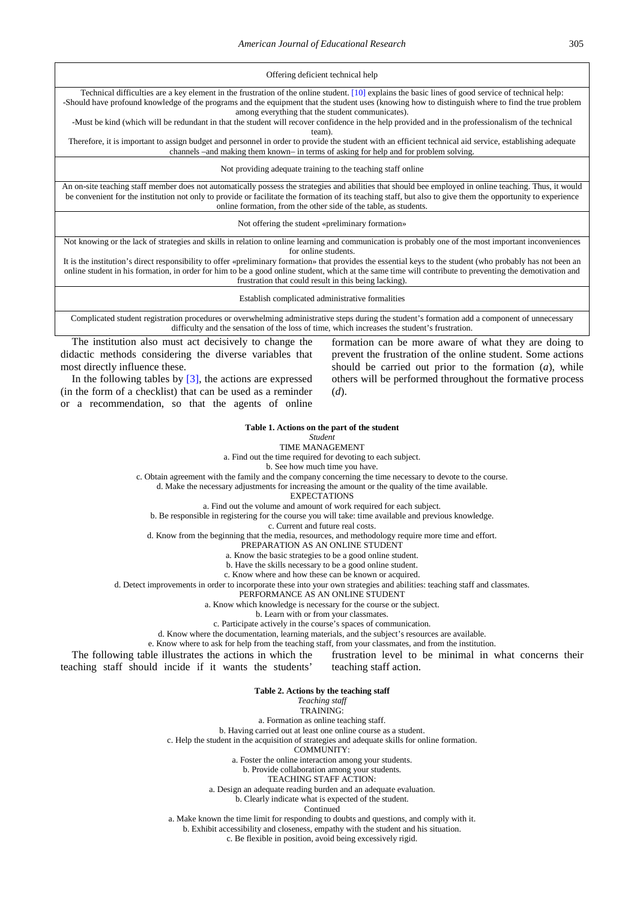| Offering deficient technical help |
|---|
| Technical difficulties are a key element in the frustration of the online student. [10] explains the basic lines of good service of technical help:<br>-Should have profound knowledge of the programs and the equipment that the student uses (knowing how to distinguish where to find the true problem among everything that the student communicates).<br>-Must be kind (which will be redundant in that the student will recover confidence in the help provided and in the professionalism of the technical team).<br>Therefore, it is important to assign budget and personnel in order to provide the student with an efficient technical aid service, establishing adequate channels –and making them known– in terms of asking for help and for problem solving. |
| Not providing adequate training to the teaching staff online |
| An on-site teaching staff member does not automatically possess the strategies and abilities that should bee employed in online teaching. Thus, it would be convenient for the institution not only to provide or facilitate the formation of its teaching staff, but also to give them the opportunity to experience online formation, from the other side of the table, as students. |
| Not offering the student «preliminary formation» |
| Not knowing or the lack of strategies and skills in relation to online learning and communication is probably one of the most important inconveniences for online students.<br>It is the institution's direct responsibility to offer «preliminary formation» that provides the essential keys to the student (who probably has not been an online student in his formation, in order for him to be a good online student, which at the same time will contribute to preventing the demotivation and frustration that could result in this being lacking). |
| Establish complicated administrative formalities |
| Complicated student registration procedures or overwhelming administrative steps during the student's formation add a component of unnecessary difficulty and the sensation of the loss of time, which increases the student's frustration. |

The institution also must act decisively to change the didactic methods considering the diverse variables that most directly influence these.

In the following tables by [3], the actions are expressed (in the form of a checklist) that can be used as a reminder or a recommendation, so that the agents of online formation can be more aware of what they are doing to prevent the frustration of the online student. Some actions should be carried out prior to the formation (*a*), while others will be performed throughout the formative process (*d*).

**Table 1. Actions on the part of the student**

*Student*

TIME MANAGEMENT

a. Find out the time required for devoting to each subject.

b. See how much time you have.

c. Obtain agreement with the family and the company concerning the time necessary to devote to the course.

d. Make the necessary adjustments for increasing the amount or the quality of the time available.

EXPECTATIONS

a. Find out the volume and amount of work required for each subject.

b. Be responsible in registering for the course you will take: time available and previous knowledge.

c. Current and future real costs.

d. Know from the beginning that the media, resources, and methodology require more time and effort.

PREPARATION AS AN ONLINE STUDENT

a. Know the basic strategies to be a good online student.

b. Have the skills necessary to be a good online student.

c. Know where and how these can be known or acquired.

d. Detect improvements in order to incorporate these into your own strategies and abilities: teaching staff and classmates.

PERFORMANCE AS AN ONLINE STUDENT

a. Know which knowledge is necessary for the course or the subject.

b. Learn with or from your classmates.

c. Participate actively in the course's spaces of communication.

d. Know where the documentation, learning materials, and the subject's resources are available.

e. Know where to ask for help from the teaching staff, from your classmates, and from the institution.

The following table illustrates the actions in which the teaching staff should incide if it wants the students' frustration level to be minimal in what concerns their teaching staff action.

**Table 2. Actions by the teaching staff**

*Teaching staff*

TRAINING:

a. Formation as online teaching staff.

b. Having carried out at least one online course as a student.

c. Help the student in the acquisition of strategies and adequate skills for online formation.

COMMUNITY:

a. Foster the online interaction among your students.

b. Provide collaboration among your students.

TEACHING STAFF ACTION:

a. Design an adequate reading burden and an adequate evaluation.

b. Clearly indicate what is expected of the student.

Continued

a. Make known the time limit for responding to doubts and questions, and comply with it.

b. Exhibit accessibility and closeness, empathy with the student and his situation.

c. Be flexible in position, avoid being excessively rigid.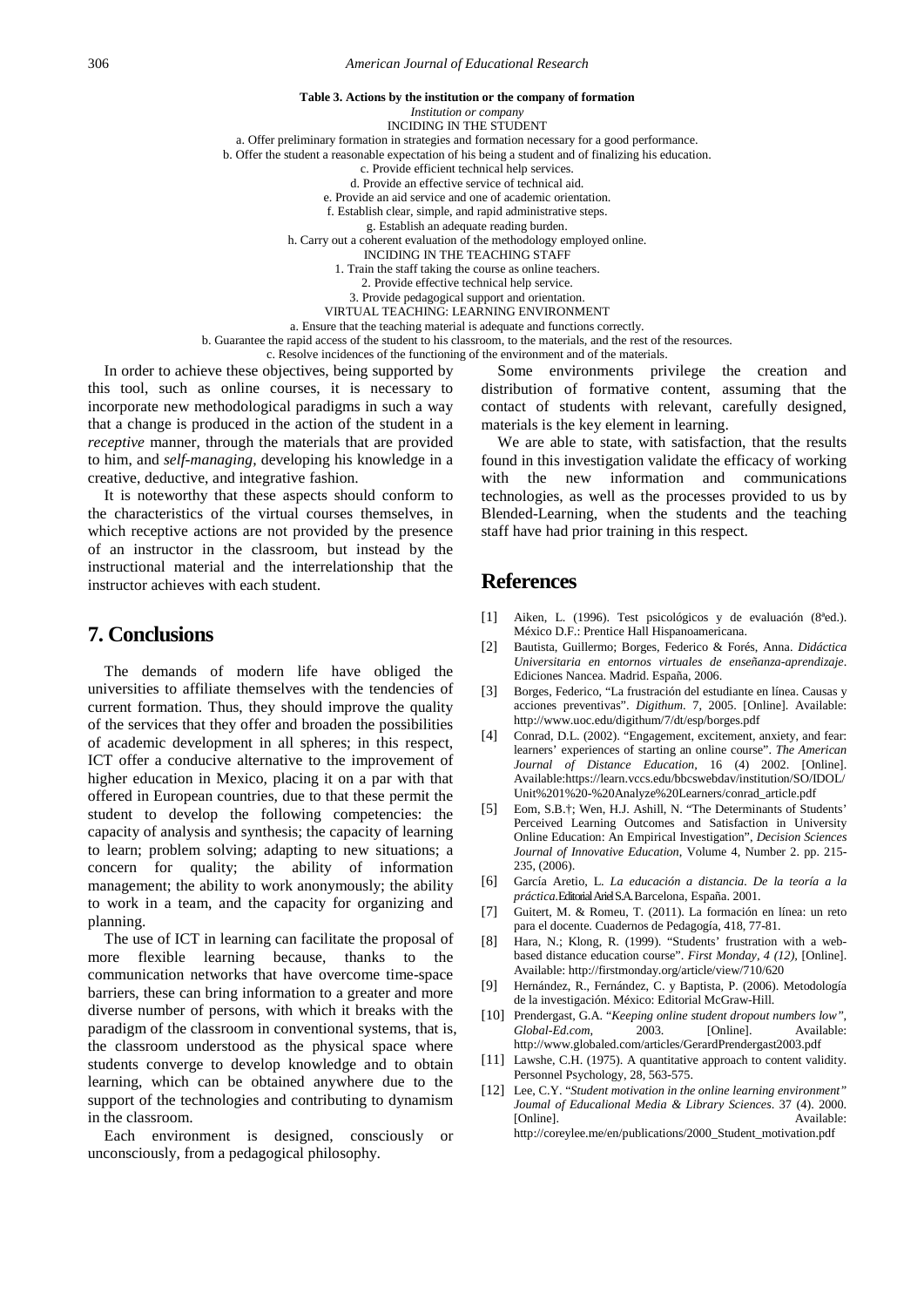**Table 3. Actions by the institution or the company of formation**

| *Institution or company* |
|---|
| INCIDING IN THE STUDENT |
| a. Offer preliminary formation in strategies and formation necessary for a good performance. |
| b. Offer the student a reasonable expectation of his being a student and of finalizing his education. |
| c. Provide efficient technical help services. |
| d. Provide an effective service of technical aid. |
| e. Provide an aid service and one of academic orientation. |
| f. Establish clear, simple, and rapid administrative steps. |
| g. Establish an adequate reading burden. |
| h. Carry out a coherent evaluation of the methodology employed online. |
| INCIDING IN THE TEACHING STAFF |
| 1. Train the staff taking the course as online teachers. |
| 2. Provide effective technical help service. |
| 3. Provide pedagogical support and orientation. |
| VIRTUAL TEACHING: LEARNING ENVIRONMENT |
| a. Ensure that the teaching material is adequate and functions correctly. |
| b. Guarantee the rapid access of the student to his classroom, to the materials, and the rest of the resources. |
| c. Resolve incidences of the functioning of the environment and of the materials. |

In order to achieve these objectives, being supported by this tool, such as online courses, it is necessary to incorporate new methodological paradigms in such a way that a change is produced in the action of the student in a *receptive* manner, through the materials that are provided to him, and *self-managing*, developing his knowledge in a creative, deductive, and integrative fashion.

It is noteworthy that these aspects should conform to the characteristics of the virtual courses themselves, in which receptive actions are not provided by the presence of an instructor in the classroom, but instead by the instructional material and the interrelationship that the instructor achieves with each student.

## 7. Conclusions

The demands of modern life have obliged the universities to affiliate themselves with the tendencies of current formation. Thus, they should improve the quality of the services that they offer and broaden the possibilities of academic development in all spheres; in this respect, ICT offer a conducive alternative to the improvement of higher education in Mexico, placing it on a par with that offered in European countries, due to that these permit the student to develop the following competencies: the capacity of analysis and synthesis; the capacity of learning to learn; problem solving; adapting to new situations; a concern for quality; the ability of information management; the ability to work anonymously; the ability to work in a team, and the capacity for organizing and planning.

The use of ICT in learning can facilitate the proposal of more flexible learning because, thanks to the communication networks that have overcome time-space barriers, these can bring information to a greater and more diverse number of persons, with which it breaks with the paradigm of the classroom in conventional systems, that is, the classroom understood as the physical space where students converge to develop knowledge and to obtain learning, which can be obtained anywhere due to the support of the technologies and contributing to dynamism in the classroom.

Each environment is designed, consciously or unconsciously, from a pedagogical philosophy.

Some environments privilege the creation and distribution of formative content, assuming that the contact of students with relevant, carefully designed, materials is the key element in learning.

We are able to state, with satisfaction, that the results found in this investigation validate the efficacy of working with the new information and communications technologies, as well as the processes provided to us by Blended-Learning, when the students and the teaching staff have had prior training in this respect.

## References

[1] Aiken, L. (1996). Test psicológicos y de evaluación (8ªed.). México D.F.: Prentice Hall Hispanoamericana.

[2] Bautista, Guillermo; Borges, Federico & Forés, Anna. *Didáctica Universitaria en entornos virtuales de enseñanza-aprendizaje*. Ediciones Nancea. Madrid. España, 2006.

[3] Borges, Federico, "La frustración del estudiante en línea. Causas y acciones preventivas". *Digithum*. 7, 2005. [Online]. Available: http://www.uoc.edu/digithum/7/dt/esp/borges.pdf

[4] Conrad, D.L. (2002). "Engagement, excitement, anxiety, and fear: learners' experiences of starting an online course". *The American Journal of Distance Education*, 16 (4) 2002. [Online]. Available:https://learn.vccs.edu/bbcswebdav/institution/SO/IDOL/Unit%201%20-%20Analyze%20Learners/conrad_article.pdf

[5] Eom, S.B.†; Wen, H.J. Ashill, N. "The Determinants of Students' Perceived Learning Outcomes and Satisfaction in University Online Education: An Empirical Investigation", *Decision Sciences Journal of Innovative Education*, Volume 4, Number 2. pp. 215-235, (2006).

[6] García Aretio, L. *La educación a distancia. De la teoría a la práctica*.Editorial Ariel S.A. Barcelona, España. 2001.

[7] Guitert, M. & Romeu, T. (2011). La formación en línea: un reto para el docente. Cuadernos de Pedagogía, 418, 77-81.

[8] Hara, N.; Klong, R. (1999). "Students' frustration with a web-based distance education course". *First Monday, 4 (12)*, [Online]. Available: http://firstmonday.org/article/view/710/620

[9] Hernández, R., Fernández, C. y Baptista, P. (2006). Metodología de la investigación. México: Editorial McGraw-Hill.

[10] Prendergast, G.A. "*Keeping online student dropout numbers low", Global-Ed.com*, 2003. [Online]. Available: http://www.globaled.com/articles/GerardPrendergast2003.pdf

[11] Lawshe, C.H. (1975). A quantitative approach to content validity. Personnel Psychology, 28, 563-575.

[12] Lee, C.Y. "*Student motivation in the online learning environment" Joumal of Educalional Media & Library Sciences*. 37 (4). 2000. [Online]. Available: http://coreylee.me/en/publications/2000_Student_motivation.pdf